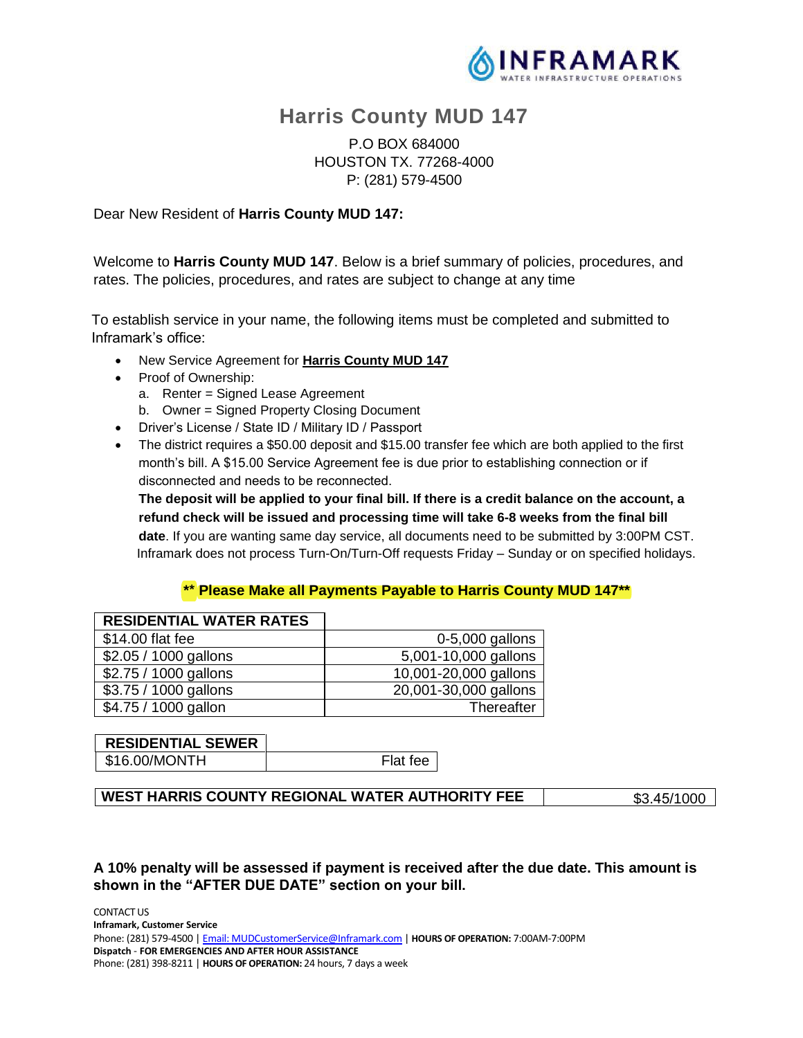INFRAMARK
WATER INFRASTRUCTURE OPERATIONS

# Harris County MUD 147

P.O BOX 684000
HOUSTON TX. 77268-4000
P: (281) 579-4500

Dear New Resident of **Harris County MUD 147:**

Welcome to **Harris County MUD 147**. Below is a brief summary of policies, procedures, and rates. The policies, procedures, and rates are subject to change at any time

To establish service in your name, the following items must be completed and submitted to Inframark's office:

- New Service Agreement for **Harris County MUD 147**
- Proof of Ownership:
  a. Renter = Signed Lease Agreement
  b. Owner = Signed Property Closing Document
- Driver's License / State ID / Military ID / Passport
- The district requires a $50.00 deposit and $15.00 transfer fee which are both applied to the first month's bill. A $15.00 Service Agreement fee is due prior to establishing connection or if disconnected and needs to be reconnected.
  **The deposit will be applied to your final bill. If there is a credit balance on the account, a refund check will be issued and processing time will take 6-8 weeks from the final bill date**. If you are wanting same day service, all documents need to be submitted by 3:00PM CST. Inframark does not process Turn-On/Turn-Off requests Friday – Sunday or on specified holidays.

**\*\* Please Make all Payments Payable to Harris County MUD 147\*\***

| RESIDENTIAL WATER RATES | |
|---|---|
| $14.00 flat fee | 0-5,000 gallons |
| $2.05 / 1000 gallons | 5,001-10,000 gallons |
| $2.75 / 1000 gallons | 10,001-20,000 gallons |
| $3.75 / 1000 gallons | 20,001-30,000 gallons |
| $4.75 / 1000 gallon | Thereafter |

| RESIDENTIAL SEWER | |
|---|---|
| $16.00/MONTH | Flat fee |

| WEST HARRIS COUNTY REGIONAL WATER AUTHORITY FEE | $3.45/1000 |
|---|---|

**A 10% penalty will be assessed if payment is received after the due date. This amount is shown in the "AFTER DUE DATE" section on your bill.**

CONTACT US
**Inframark, Customer Service**
Phone: (281) 579-4500 | Email: MUDCustomerService@Inframark.com | **HOURS OF OPERATION:** 7:00AM-7:00PM
**Dispatch - FOR EMERGENCIES AND AFTER HOUR ASSISTANCE**
Phone: (281) 398-8211 | **HOURS OF OPERATION:** 24 hours, 7 days a week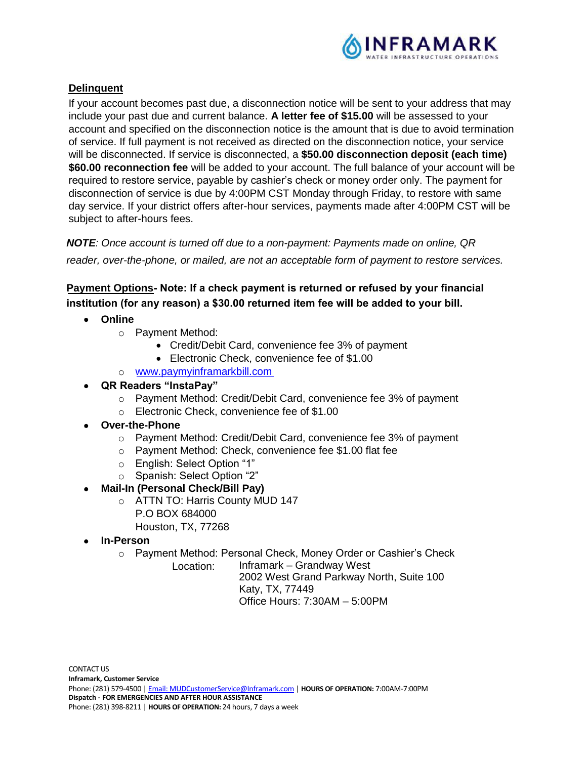**Delinquent**

If your account becomes past due, a disconnection notice will be sent to your address that may include your past due and current balance. **A letter fee of $15.00** will be assessed to your account and specified on the disconnection notice is the amount that is due to avoid termination of service. If full payment is not received as directed on the disconnection notice, your service will be disconnected. If service is disconnected, a **$50.00 disconnection deposit (each time) $60.00 reconnection fee** will be added to your account. The full balance of your account will be required to restore service, payable by cashier's check or money order only. The payment for disconnection of service is due by 4:00PM CST Monday through Friday, to restore with same day service. If your district offers after-hour services, payments made after 4:00PM CST will be subject to after-hours fees.

***NOTE**: Once account is turned off due to a non-payment: Payments made on online, QR reader, over-the-phone, or mailed, are not an acceptable form of payment to restore services.*

**Payment Options- Note: If a check payment is returned or refused by your financial institution (for any reason) a $30.00 returned item fee will be added to your bill.**

- **Online**
  - Payment Method:
    - Credit/Debit Card, convenience fee 3% of payment
    - Electronic Check, convenience fee of $1.00
  - www.paymyinframarkbill.com
- **QR Readers "InstaPay"**
  - Payment Method: Credit/Debit Card, convenience fee 3% of payment
  - Electronic Check, convenience fee of $1.00
- **Over-the-Phone**
  - Payment Method: Credit/Debit Card, convenience fee 3% of payment
  - Payment Method: Check, convenience fee $1.00 flat fee
  - English: Select Option "1"
  - Spanish: Select Option "2"
- **Mail-In (Personal Check/Bill Pay)**
  - ATTN TO: Harris County MUD 147
    P.O BOX 684000
    Houston, TX, 77268
- **In-Person**
  - Payment Method: Personal Check, Money Order or Cashier's Check
    Location: Inframark – Grandway West
    2002 West Grand Parkway North, Suite 100
    Katy, TX, 77449
    Office Hours: 7:30AM – 5:00PM

CONTACT US
**Inframark, Customer Service**
Phone: (281) 579-4500 | Email: MUDCustomerService@Inframark.com | **HOURS OF OPERATION:** 7:00AM-7:00PM
**Dispatch - FOR EMERGENCIES AND AFTER HOUR ASSISTANCE**
Phone: (281) 398-8211 | **HOURS OF OPERATION:** 24 hours, 7 days a week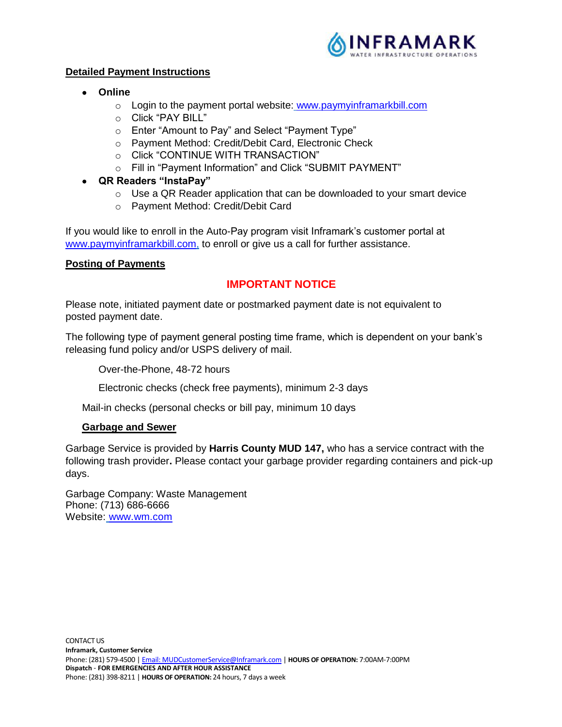INFRAMARK
WATER INFRASTRUCTURE OPERATIONS

## Detailed Payment Instructions

- **Online**
    - Login to the payment portal website: www.paymyinframarkbill.com
    - Click "PAY BILL"
    - Enter "Amount to Pay" and Select "Payment Type"
    - Payment Method: Credit/Debit Card, Electronic Check
    - Click "CONTINUE WITH TRANSACTION"
    - Fill in "Payment Information" and Click "SUBMIT PAYMENT"
- **QR Readers "InstaPay"**
    - Use a QR Reader application that can be downloaded to your smart device
    - Payment Method: Credit/Debit Card

If you would like to enroll in the Auto-Pay program visit Inframark's customer portal at www.paymyinframarkbill.com, to enroll or give us a call for further assistance.

## Posting of Payments

### IMPORTANT NOTICE

Please note, initiated payment date or postmarked payment date is not equivalent to posted payment date.

The following type of payment general posting time frame, which is dependent on your bank's releasing fund policy and/or USPS delivery of mail.

Over-the-Phone, 48-72 hours

Electronic checks (check free payments), minimum 2-3 days

Mail-in checks (personal checks or bill pay, minimum 10 days

## Garbage and Sewer

Garbage Service is provided by **Harris County MUD 147,** who has a service contract with the following trash provider**.** Please contact your garbage provider regarding containers and pick-up days.

Garbage Company: Waste Management
Phone: (713) 686-6666
Website: www.wm.com

CONTACT US
**Inframark, Customer Service**
Phone: (281) 579-4500 | Email: MUDCustomerService@Inframark.com | **HOURS OF OPERATION:** 7:00AM-7:00PM
**Dispatch - FOR EMERGENCIES AND AFTER HOUR ASSISTANCE**
Phone: (281) 398-8211 | **HOURS OF OPERATION:** 24 hours, 7 days a week